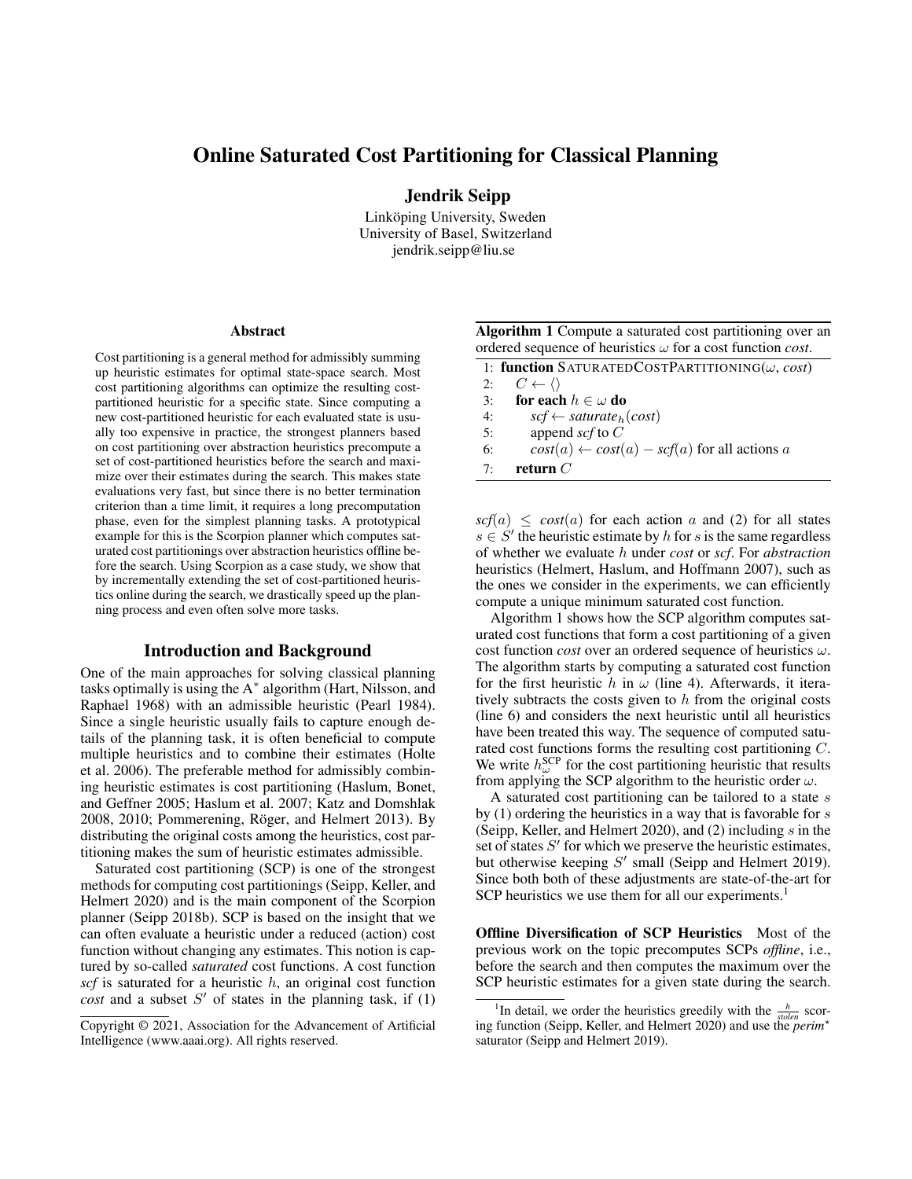# Online Saturated Cost Partitioning for Classical Planning

**Jendrik Seipp**

Linköping University, Sweden
University of Basel, Switzerland
jendrik.seipp@liu.se

## Abstract

Cost partitioning is a general method for admissibly summing up heuristic estimates for optimal state-space search. Most cost partitioning algorithms can optimize the resulting cost-partitioned heuristic for a specific state. Since computing a new cost-partitioned heuristic for each evaluated state is usually too expensive in practice, the strongest planners based on cost partitioning over abstraction heuristics precompute a set of cost-partitioned heuristics before the search and maximize over their estimates during the search. This makes state evaluations very fast, but since there is no better termination criterion than a time limit, it requires a long precomputation phase, even for the simplest planning tasks. A prototypical example for this is the Scorpion planner which computes saturated cost partitionings over abstraction heuristics offline before the search. Using Scorpion as a case study, we show that by incrementally extending the set of cost-partitioned heuristics online during the search, we drastically speed up the planning process and even often solve more tasks.

## Introduction and Background

One of the main approaches for solving classical planning tasks optimally is using the A$^*$ algorithm (Hart, Nilsson, and Raphael 1968) with an admissible heuristic (Pearl 1984). Since a single heuristic usually fails to capture enough details of the planning task, it is often beneficial to compute multiple heuristics and to combine their estimates (Holte et al. 2006). The preferable method for admissibly combining heuristic estimates is cost partitioning (Haslum, Bonet, and Geffner 2005; Haslum et al. 2007; Katz and Domshlak 2008, 2010; Pommerening, Röger, and Helmert 2013). By distributing the original costs among the heuristics, cost partitioning makes the sum of heuristic estimates admissible.

Saturated cost partitioning (SCP) is one of the strongest methods for computing cost partitionings (Seipp, Keller, and Helmert 2020) and is the main component of the Scorpion planner (Seipp 2018b). SCP is based on the insight that we can often evaluate a heuristic under a reduced (action) cost function without changing any estimates. This notion is captured by so-called *saturated* cost functions. A cost function *scf* is saturated for a heuristic $h$, an original cost function *cost* and a subset $S'$ of states in the planning task, if (1) $scf(a) \leq cost(a)$ for each action $a$ and (2) for all states $s \in S'$ the heuristic estimate by $h$ for $s$ is the same regardless of whether we evaluate $h$ under *cost* or *scf*. For *abstraction* heuristics (Helmert, Haslum, and Hoffmann 2007), such as the ones we consider in the experiments, we can efficiently compute a unique minimum saturated cost function.

**Algorithm 1** Compute a saturated cost partitioning over an ordered sequence of heuristics $\omega$ for a cost function *cost*.

```
1: function SaturatedCostPartitioning(ω, cost)
2:     C ← ⟨⟩
3:     for each h ∈ ω do
4:         scf ← saturate_h(cost)
5:         append scf to C
6:         cost(a) ← cost(a) − scf(a) for all actions a
7:     return C
```

Algorithm 1 shows how the SCP algorithm computes saturated cost functions that form a cost partitioning of a given cost function *cost* over an ordered sequence of heuristics $\omega$. The algorithm starts by computing a saturated cost function for the first heuristic $h$ in $\omega$ (line 4). Afterwards, it iteratively subtracts the costs given to $h$ from the original costs (line 6) and considers the next heuristic until all heuristics have been treated this way. The sequence of computed saturated cost functions forms the resulting cost partitioning $C$. We write $h^{\text{SCP}}_{\omega}$ for the cost partitioning heuristic that results from applying the SCP algorithm to the heuristic order $\omega$.

A saturated cost partitioning can be tailored to a state $s$ by (1) ordering the heuristics in a way that is favorable for $s$ (Seipp, Keller, and Helmert 2020), and (2) including $s$ in the set of states $S'$ for which we preserve the heuristic estimates, but otherwise keeping $S'$ small (Seipp and Helmert 2019). Since both both of these adjustments are state-of-the-art for SCP heuristics we use them for all our experiments.[1]

**Offline Diversification of SCP Heuristics** Most of the previous work on the topic precomputes SCPs *offline*, i.e., before the search and then computes the maximum over the SCP heuristic estimates for a given state during the search.

[1] In detail, we order the heuristics greedily with the $\frac{h}{stolen}$ scoring function (Seipp, Keller, and Helmert 2020) and use the *perim*$^{\star}$ saturator (Seipp and Helmert 2019).

Copyright © 2021, Association for the Advancement of Artificial Intelligence (www.aaai.org). All rights reserved.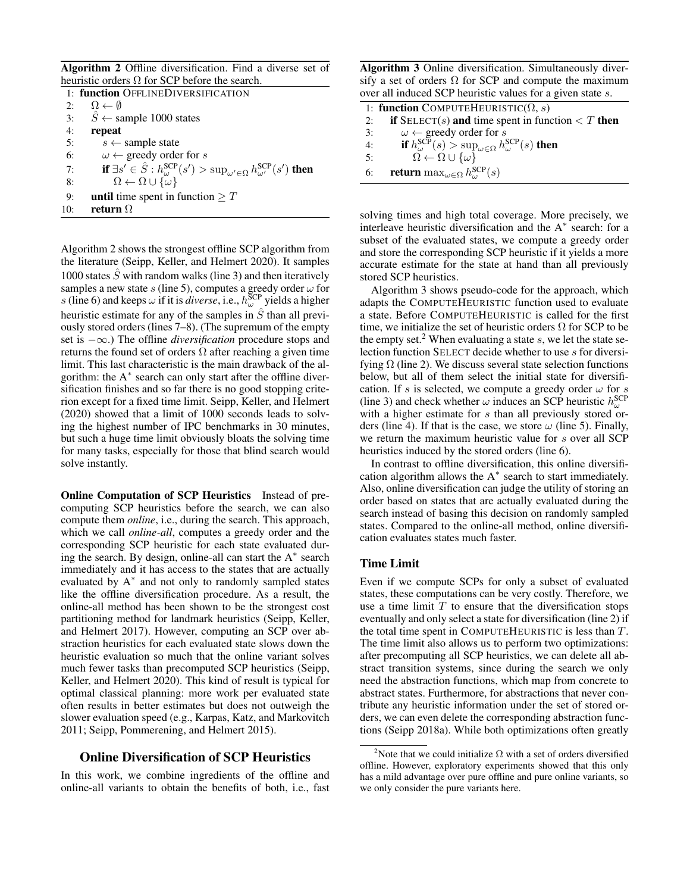**Algorithm 2** Offline diversification. Find a diverse set of heuristic orders $\Omega$ for SCP before the search.

```
1:  function OFFLINEDIVERSIFICATION
2:      Ω ← ∅
3:      Ŝ ← sample 1000 states
4:      repeat
5:          s ← sample state
6:          ω ← greedy order for s
7:          if ∃s′ ∈ Ŝ : h_ω^SCP(s′) > sup_{ω′∈Ω} h_{ω′}^SCP(s′) then
8:              Ω ← Ω ∪ {ω}
9:      until time spent in function ≥ T
10:     return Ω
```

Algorithm 2 shows the strongest offline SCP algorithm from the literature (Seipp, Keller, and Helmert 2020). It samples 1000 states $\hat{S}$ with random walks (line 3) and then iteratively samples a new state $s$ (line 5), computes a greedy order $\omega$ for $s$ (line 6) and keeps $\omega$ if it is *diverse*, i.e., $h_\omega^{\text{SCP}}$ yields a higher heuristic estimate for any of the samples in $\hat{S}$ than all previously stored orders (lines 7–8). (The supremum of the empty set is $-\infty$.) The offline *diversification* procedure stops and returns the found set of orders $\Omega$ after reaching a given time limit. This last characteristic is the main drawback of the algorithm: the A$^*$ search can only start after the offline diversification finishes and so far there is no good stopping criterion except for a fixed time limit. Seipp, Keller, and Helmert (2020) showed that a limit of 1000 seconds leads to solving the highest number of IPC benchmarks in 30 minutes, but such a huge time limit obviously bloats the solving time for many tasks, especially for those that blind search would solve instantly.

**Online Computation of SCP Heuristics** Instead of precomputing SCP heuristics before the search, we can also compute them *online*, i.e., during the search. This approach, which we call *online-all*, computes a greedy order and the corresponding SCP heuristic for each state evaluated during the search. By design, online-all can start the A$^*$ search immediately and it has access to the states that are actually evaluated by A$^*$ and not only to randomly sampled states like the offline diversification procedure. As a result, the online-all method has been shown to be the strongest cost partitioning method for landmark heuristics (Seipp, Keller, and Helmert 2017). However, computing an SCP over abstraction heuristics for each evaluated state slows down the heuristic evaluation so much that the online variant solves much fewer tasks than precomputed SCP heuristics (Seipp, Keller, and Helmert 2020). This kind of result is typical for optimal classical planning: more work per evaluated state often results in better estimates but does not outweigh the slower evaluation speed (e.g., Karpas, Katz, and Markovitch 2011; Seipp, Pommerening, and Helmert 2015).

## Online Diversification of SCP Heuristics

In this work, we combine ingredients of the offline and online-all variants to obtain the benefits of both, i.e., fast solving times and high total coverage. More precisely, we interleave heuristic diversification and the A$^*$ search: for a subset of the evaluated states, we compute a greedy order and store the corresponding SCP heuristic if it yields a more accurate estimate for the state at hand than all previously stored SCP heuristics.

**Algorithm 3** Online diversification. Simultaneously diversify a set of orders $\Omega$ for SCP and compute the maximum over all induced SCP heuristic values for a given state $s$.

```
1:  function COMPUTEHEURISTIC(Ω, s)
2:      if SELECT(s) and time spent in function < T then
3:          ω ← greedy order for s
4:          if h_ω^SCP(s) > sup_{ω∈Ω} h_ω^SCP(s) then
5:              Ω ← Ω ∪ {ω}
6:      return max_{ω∈Ω} h_ω^SCP(s)
```

Algorithm 3 shows pseudo-code for the approach, which adapts the COMPUTEHEURISTIC function used to evaluate a state. Before COMPUTEHEURISTIC is called for the first time, we initialize the set of heuristic orders $\Omega$ for SCP to be the empty set.[2] When evaluating a state $s$, we let the state selection function SELECT decide whether to use $s$ for diversifying $\Omega$ (line 2). We discuss several state selection functions below, but all of them select the initial state for diversification. If $s$ is selected, we compute a greedy order $\omega$ for $s$ (line 3) and check whether $\omega$ induces an SCP heuristic $h_\omega^{\text{SCP}}$ with a higher estimate for $s$ than all previously stored orders (line 4). If that is the case, we store $\omega$ (line 5). Finally, we return the maximum heuristic value for $s$ over all SCP heuristics induced by the stored orders (line 6).

In contrast to offline diversification, this online diversification algorithm allows the A$^*$ search to start immediately. Also, online diversification can judge the utility of storing an order based on states that are actually evaluated during the search instead of basing this decision on randomly sampled states. Compared to the online-all method, online diversification evaluates states much faster.

### Time Limit

Even if we compute SCPs for only a subset of evaluated states, these computations can be very costly. Therefore, we use a time limit $T$ to ensure that the diversification stops eventually and only select a state for diversification (line 2) if the total time spent in COMPUTEHEURISTIC is less than $T$. The time limit also allows us to perform two optimizations: after precomputing all SCP heuristics, we can delete all abstract transition systems, since during the search we only need the abstraction functions, which map from concrete to abstract states. Furthermore, for abstractions that never contribute any heuristic information under the set of stored orders, we can even delete the corresponding abstraction functions (Seipp 2018a). While both optimizations often greatly

[2] Note that we could initialize $\Omega$ with a set of orders diversified offline. However, exploratory experiments showed that this only has a mild advantage over pure offline and pure online variants, so we only consider the pure variants here.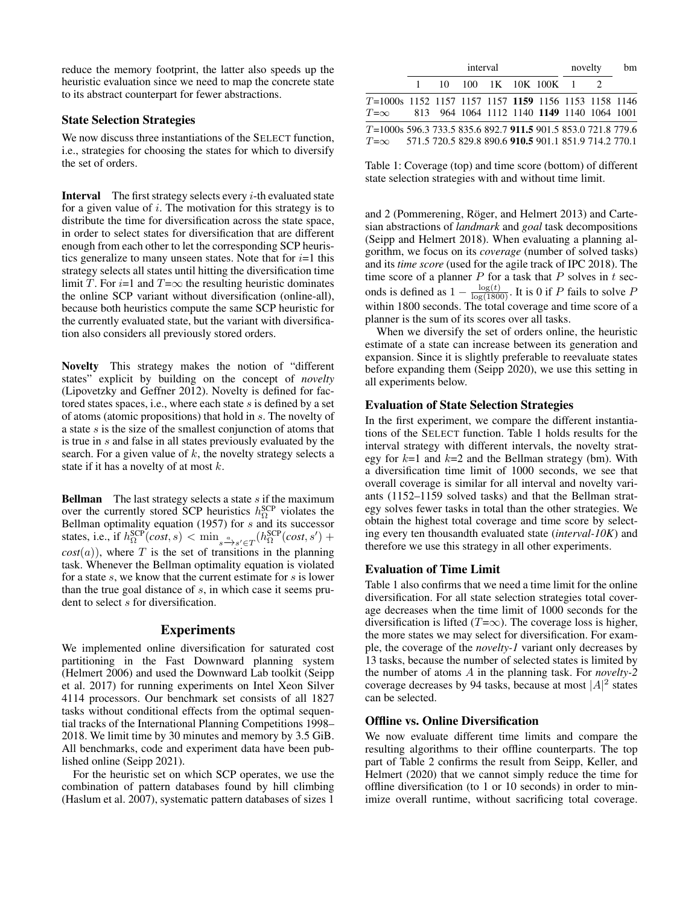reduce the memory footprint, the latter also speeds up the heuristic evaluation since we need to map the concrete state to its abstract counterpart for fewer abstractions.

### State Selection Strategies

We now discuss three instantiations of the SELECT function, i.e., strategies for choosing the states for which to diversify the set of orders.

**Interval** The first strategy selects every $i$-th evaluated state for a given value of $i$. The motivation for this strategy is to distribute the time for diversification across the state space, in order to select states for diversification that are different enough from each other to let the corresponding SCP heuristics generalize to many unseen states. Note that for $i$=1 this strategy selects all states until hitting the diversification time limit $T$. For $i$=1 and $T$=$\infty$ the resulting heuristic dominates the online SCP variant without diversification (online-all), because both heuristics compute the same SCP heuristic for the currently evaluated state, but the variant with diversification also considers all previously stored orders.

**Novelty** This strategy makes the notion of "different states" explicit by building on the concept of *novelty* (Lipovetzky and Geffner 2012). Novelty is defined for factored states spaces, i.e., where each state $s$ is defined by a set of atoms (atomic propositions) that hold in $s$. The novelty of a state $s$ is the size of the smallest conjunction of atoms that is true in $s$ and false in all states previously evaluated by the search. For a given value of $k$, the novelty strategy selects a state if it has a novelty of at most $k$.

**Bellman** The last strategy selects a state $s$ if the maximum over the currently stored SCP heuristics $h^{\text{SCP}}_{\Omega}$ violates the Bellman optimality equation (1957) for $s$ and its successor states, i.e., if $h^{\text{SCP}}_{\Omega}(cost, s) < \min_{s \xrightarrow{a} s' \in T}(h^{\text{SCP}}_{\Omega}(cost, s') + cost(a))$, where $T$ is the set of transitions in the planning task. Whenever the Bellman optimality equation is violated for a state $s$, we know that the current estimate for $s$ is lower than the true goal distance of $s$, in which case it seems prudent to select $s$ for diversification.

## Experiments

We implemented online diversification for saturated cost partitioning in the Fast Downward planning system (Helmert 2006) and used the Downward Lab toolkit (Seipp et al. 2017) for running experiments on Intel Xeon Silver 4114 processors. Our benchmark set consists of all 1827 tasks without conditional effects from the optimal sequential tracks of the International Planning Competitions 1998–2018. We limit time by 30 minutes and memory by 3.5 GiB. All benchmarks, code and experiment data have been published online (Seipp 2021).

For the heuristic set on which SCP operates, we use the combination of pattern databases found by hill climbing (Haslum et al. 2007), systematic pattern databases of sizes 1 and 2 (Pommerening, Röger, and Helmert 2013) and Cartesian abstractions of *landmark* and *goal* task decompositions (Seipp and Helmert 2018). When evaluating a planning algorithm, we focus on its *coverage* (number of solved tasks) and its *time score* (used for the agile track of IPC 2018). The time score of a planner $P$ for a task that $P$ solves in $t$ seconds is defined as $1 - \frac{\log(t)}{\log(1800)}$. It is 0 if $P$ fails to solve $P$ within 1800 seconds. The total coverage and time score of a planner is the sum of its scores over all tasks.

|  | interval | | | | | | novelty | | bm |
|---|---|---|---|---|---|---|---|---|---|
|  | 1 | 10 | 100 | 1K | 10K | 100K | 1 | 2 | |
| $T$=1000s | 1152 | 1157 | 1157 | 1157 | **1159** | 1156 | 1153 | 1158 | 1146 |
| $T$=$\infty$ | 813 | 964 | 1064 | 1112 | 1140 | **1149** | 1140 | 1064 | 1001 |
| $T$=1000s | 596.3 | 733.5 | 835.6 | 892.7 | **911.5** | 901.5 | 853.0 | 721.8 | 779.6 |
| $T$=$\infty$ | 571.5 | 720.5 | 829.8 | 890.6 | **910.5** | 901.1 | 851.9 | 714.2 | 770.1 |

Table 1: Coverage (top) and time score (bottom) of different state selection strategies with and without time limit.

When we diversify the set of orders online, the heuristic estimate of a state can increase between its generation and expansion. Since it is slightly preferable to reevaluate states before expanding them (Seipp 2020), we use this setting in all experiments below.

### Evaluation of State Selection Strategies

In the first experiment, we compare the different instantiations of the SELECT function. Table 1 holds results for the interval strategy with different intervals, the novelty strategy for $k$=1 and $k$=2 and the Bellman strategy (bm). With a diversification time limit of 1000 seconds, we see that overall coverage is similar for all interval and novelty variants (1152–1159 solved tasks) and that the Bellman strategy solves fewer tasks in total than the other strategies. We obtain the highest total coverage and time score by selecting every ten thousandth evaluated state (*interval-10K*) and therefore we use this strategy in all other experiments.

### Evaluation of Time Limit

Table 1 also confirms that we need a time limit for the online diversification. For all state selection strategies total coverage decreases when the time limit of 1000 seconds for the diversification is lifted ($T$=$\infty$). The coverage loss is higher, the more states we may select for diversification. For example, the coverage of the *novelty-1* variant only decreases by 13 tasks, because the number of selected states is limited by the number of atoms $A$ in the planning task. For *novelty-2* coverage decreases by 94 tasks, because at most $|A|^2$ states can be selected.

### Offline vs. Online Diversification

We now evaluate different time limits and compare the resulting algorithms to their offline counterparts. The top part of Table 2 confirms the result from Seipp, Keller, and Helmert (2020) that we cannot simply reduce the time for offline diversification (to 1 or 10 seconds) in order to minimize overall runtime, without sacrificing total coverage.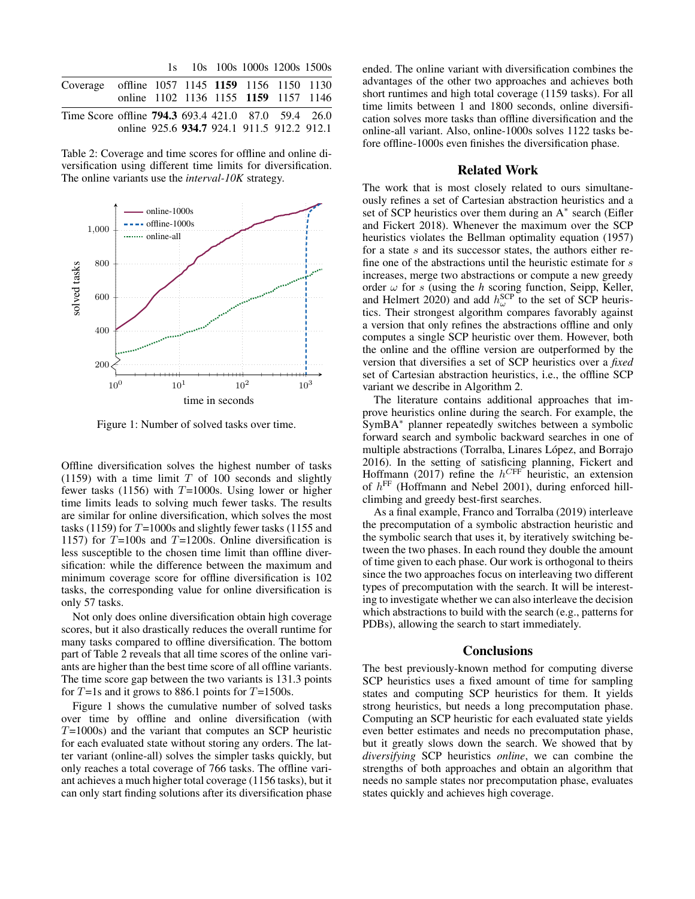| | | 1s | 10s | 100s | 1000s | 1200s | 1500s |
|---|---|---|---|---|---|---|---|
| Coverage | offline | 1057 | 1145 | **1159** | 1156 | 1150 | 1130 |
| | online | 1102 | 1136 | 1155 | **1159** | 1157 | 1146 |
| Time Score | offline | **794.3** | 693.4 | 421.0 | 87.0 | 59.4 | 26.0 |
| | online | 925.6 | **934.7** | 924.1 | 911.5 | 912.2 | 912.1 |

Table 2: Coverage and time scores for offline and online diversification using different time limits for diversification. The online variants use the *interval-10K* strategy.

Figure 1: Number of solved tasks over time.

Offline diversification solves the highest number of tasks (1159) with a time limit $T$ of 100 seconds and slightly fewer tasks (1156) with $T$=1000s. Using lower or higher time limits leads to solving much fewer tasks. The results are similar for online diversification, which solves the most tasks (1159) for $T$=1000s and slightly fewer tasks (1155 and 1157) for $T$=100s and $T$=1200s. Online diversification is less susceptible to the chosen time limit than offline diversification: while the difference between the maximum and minimum coverage score for offline diversification is 102 tasks, the corresponding value for online diversification is only 57 tasks.

Not only does online diversification obtain high coverage scores, but it also drastically reduces the overall runtime for many tasks compared to offline diversification. The bottom part of Table 2 reveals that all time scores of the online variants are higher than the best time score of all offline variants. The time score gap between the two variants is 131.3 points for $T$=1s and it grows to 886.1 points for $T$=1500s.

Figure 1 shows the cumulative number of solved tasks over time by offline and online diversification (with $T$=1000s) and the variant that computes an SCP heuristic for each evaluated state without storing any orders. The latter variant (online-all) solves the simpler tasks quickly, but only reaches a total coverage of 766 tasks. The offline variant achieves a much higher total coverage (1156 tasks), but it can only start finding solutions after its diversification phase ended. The online variant with diversification combines the advantages of the other two approaches and achieves both short runtimes and high total coverage (1159 tasks). For all time limits between 1 and 1800 seconds, online diversification solves more tasks than offline diversification and the online-all variant. Also, online-1000s solves 1122 tasks before offline-1000s even finishes the diversification phase.

## Related Work

The work that is most closely related to ours simultaneously refines a set of Cartesian abstraction heuristics and a set of SCP heuristics over them during an A* search (Eifler and Fickert 2018). Whenever the maximum over the SCP heuristics violates the Bellman optimality equation (1957) for a state $s$ and its successor states, the authors either refine one of the abstractions until the heuristic estimate for $s$ increases, merge two abstractions or compute a new greedy order $\omega$ for $s$ (using the $h$ scoring function, Seipp, Keller, and Helmert 2020) and add $h^{\text{SCP}}_{\omega}$ to the set of SCP heuristics. Their strongest algorithm compares favorably against a version that only refines the abstractions offline and only computes a single SCP heuristic over them. However, both the online and the offline version are outperformed by the version that diversifies a set of SCP heuristics over a *fixed* set of Cartesian abstraction heuristics, i.e., the offline SCP variant we describe in Algorithm 2.

The literature contains additional approaches that improve heuristics online during the search. For example, the SymBA* planner repeatedly switches between a symbolic forward search and symbolic backward searches in one of multiple abstractions (Torralba, Linares López, and Borrajo 2016). In the setting of satisficing planning, Fickert and Hoffmann (2017) refine the $h^{C\text{FF}}$ heuristic, an extension of $h^{\text{FF}}$ (Hoffmann and Nebel 2001), during enforced hill-climbing and greedy best-first searches.

As a final example, Franco and Torralba (2019) interleave the precomputation of a symbolic abstraction heuristic and the symbolic search that uses it, by iteratively switching between the two phases. In each round they double the amount of time given to each phase. Our work is orthogonal to theirs since the two approaches focus on interleaving two different types of precomputation with the search. It will be interesting to investigate whether we can also interleave the decision which abstractions to build with the search (e.g., patterns for PDBs), allowing the search to start immediately.

## Conclusions

The best previously-known method for computing diverse SCP heuristics uses a fixed amount of time for sampling states and computing SCP heuristics for them. It yields strong heuristics, but needs a long precomputation phase. Computing an SCP heuristic for each evaluated state yields even better estimates and needs no precomputation phase, but it greatly slows down the search. We showed that by *diversifying* SCP heuristics *online*, we can combine the strengths of both approaches and obtain an algorithm that needs no sample states nor precomputation phase, evaluates states quickly and achieves high coverage.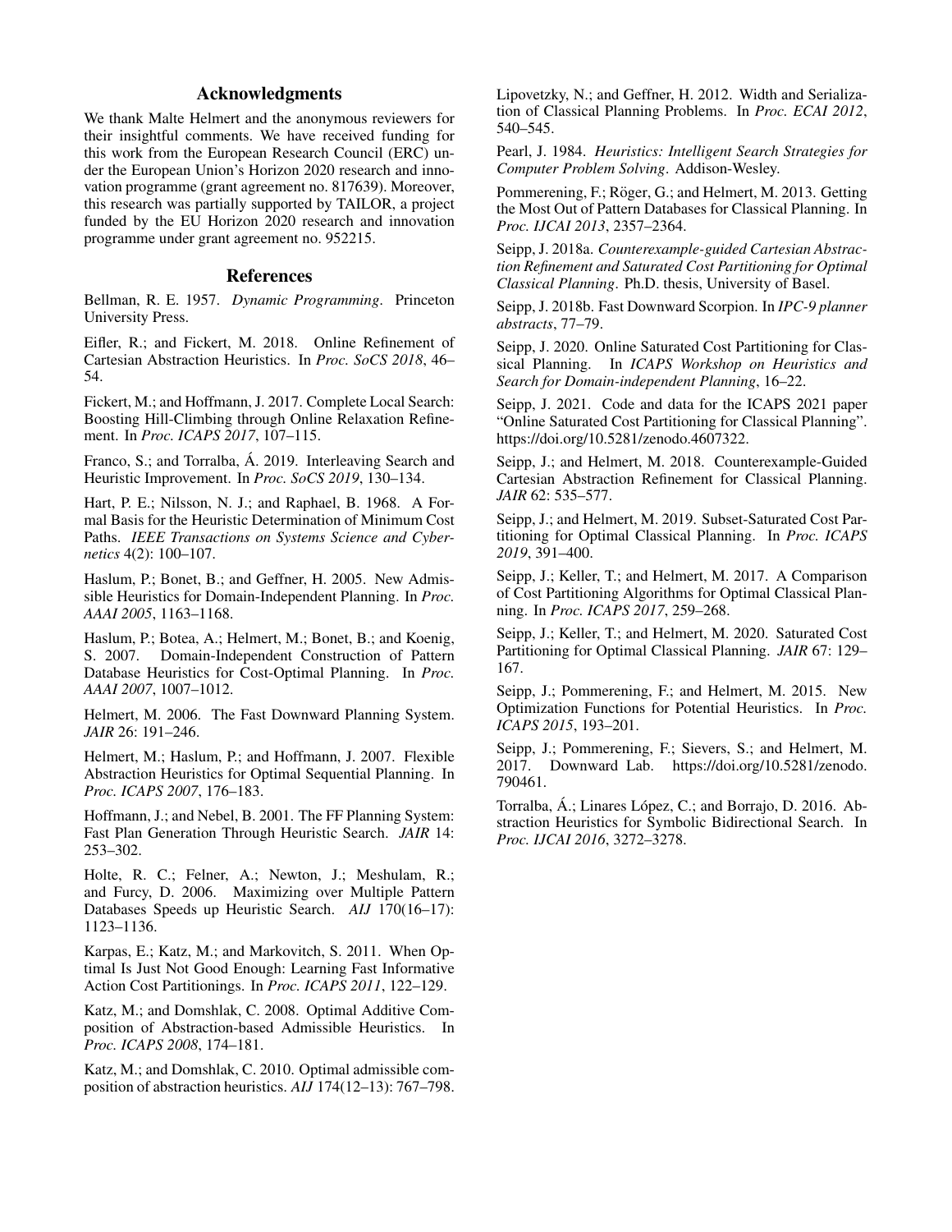## Acknowledgments

We thank Malte Helmert and the anonymous reviewers for their insightful comments. We have received funding for this work from the European Research Council (ERC) under the European Union's Horizon 2020 research and innovation programme (grant agreement no. 817639). Moreover, this research was partially supported by TAILOR, a project funded by the EU Horizon 2020 research and innovation programme under grant agreement no. 952215.

## References

Bellman, R. E. 1957. *Dynamic Programming*. Princeton University Press.

Eifler, R.; and Fickert, M. 2018. Online Refinement of Cartesian Abstraction Heuristics. In *Proc. SoCS 2018*, 46–54.

Fickert, M.; and Hoffmann, J. 2017. Complete Local Search: Boosting Hill-Climbing through Online Relaxation Refinement. In *Proc. ICAPS 2017*, 107–115.

Franco, S.; and Torralba, Á. 2019. Interleaving Search and Heuristic Improvement. In *Proc. SoCS 2019*, 130–134.

Hart, P. E.; Nilsson, N. J.; and Raphael, B. 1968. A Formal Basis for the Heuristic Determination of Minimum Cost Paths. *IEEE Transactions on Systems Science and Cybernetics* 4(2): 100–107.

Haslum, P.; Bonet, B.; and Geffner, H. 2005. New Admissible Heuristics for Domain-Independent Planning. In *Proc. AAAI 2005*, 1163–1168.

Haslum, P.; Botea, A.; Helmert, M.; Bonet, B.; and Koenig, S. 2007. Domain-Independent Construction of Pattern Database Heuristics for Cost-Optimal Planning. In *Proc. AAAI 2007*, 1007–1012.

Helmert, M. 2006. The Fast Downward Planning System. *JAIR* 26: 191–246.

Helmert, M.; Haslum, P.; and Hoffmann, J. 2007. Flexible Abstraction Heuristics for Optimal Sequential Planning. In *Proc. ICAPS 2007*, 176–183.

Hoffmann, J.; and Nebel, B. 2001. The FF Planning System: Fast Plan Generation Through Heuristic Search. *JAIR* 14: 253–302.

Holte, R. C.; Felner, A.; Newton, J.; Meshulam, R.; and Furcy, D. 2006. Maximizing over Multiple Pattern Databases Speeds up Heuristic Search. *AIJ* 170(16–17): 1123–1136.

Karpas, E.; Katz, M.; and Markovitch, S. 2011. When Optimal Is Just Not Good Enough: Learning Fast Informative Action Cost Partitionings. In *Proc. ICAPS 2011*, 122–129.

Katz, M.; and Domshlak, C. 2008. Optimal Additive Composition of Abstraction-based Admissible Heuristics. In *Proc. ICAPS 2008*, 174–181.

Katz, M.; and Domshlak, C. 2010. Optimal admissible composition of abstraction heuristics. *AIJ* 174(12–13): 767–798.

Lipovetzky, N.; and Geffner, H. 2012. Width and Serialization of Classical Planning Problems. In *Proc. ECAI 2012*, 540–545.

Pearl, J. 1984. *Heuristics: Intelligent Search Strategies for Computer Problem Solving*. Addison-Wesley.

Pommerening, F.; Röger, G.; and Helmert, M. 2013. Getting the Most Out of Pattern Databases for Classical Planning. In *Proc. IJCAI 2013*, 2357–2364.

Seipp, J. 2018a. *Counterexample-guided Cartesian Abstraction Refinement and Saturated Cost Partitioning for Optimal Classical Planning*. Ph.D. thesis, University of Basel.

Seipp, J. 2018b. Fast Downward Scorpion. In *IPC-9 planner abstracts*, 77–79.

Seipp, J. 2020. Online Saturated Cost Partitioning for Classical Planning. In *ICAPS Workshop on Heuristics and Search for Domain-independent Planning*, 16–22.

Seipp, J. 2021. Code and data for the ICAPS 2021 paper "Online Saturated Cost Partitioning for Classical Planning". https://doi.org/10.5281/zenodo.4607322.

Seipp, J.; and Helmert, M. 2018. Counterexample-Guided Cartesian Abstraction Refinement for Classical Planning. *JAIR* 62: 535–577.

Seipp, J.; and Helmert, M. 2019. Subset-Saturated Cost Partitioning for Optimal Classical Planning. In *Proc. ICAPS 2019*, 391–400.

Seipp, J.; Keller, T.; and Helmert, M. 2017. A Comparison of Cost Partitioning Algorithms for Optimal Classical Planning. In *Proc. ICAPS 2017*, 259–268.

Seipp, J.; Keller, T.; and Helmert, M. 2020. Saturated Cost Partitioning for Optimal Classical Planning. *JAIR* 67: 129–167.

Seipp, J.; Pommerening, F.; and Helmert, M. 2015. New Optimization Functions for Potential Heuristics. In *Proc. ICAPS 2015*, 193–201.

Seipp, J.; Pommerening, F.; Sievers, S.; and Helmert, M. 2017. Downward Lab. https://doi.org/10.5281/zenodo.790461.

Torralba, Á.; Linares López, C.; and Borrajo, D. 2016. Abstraction Heuristics for Symbolic Bidirectional Search. In *Proc. IJCAI 2016*, 3272–3278.